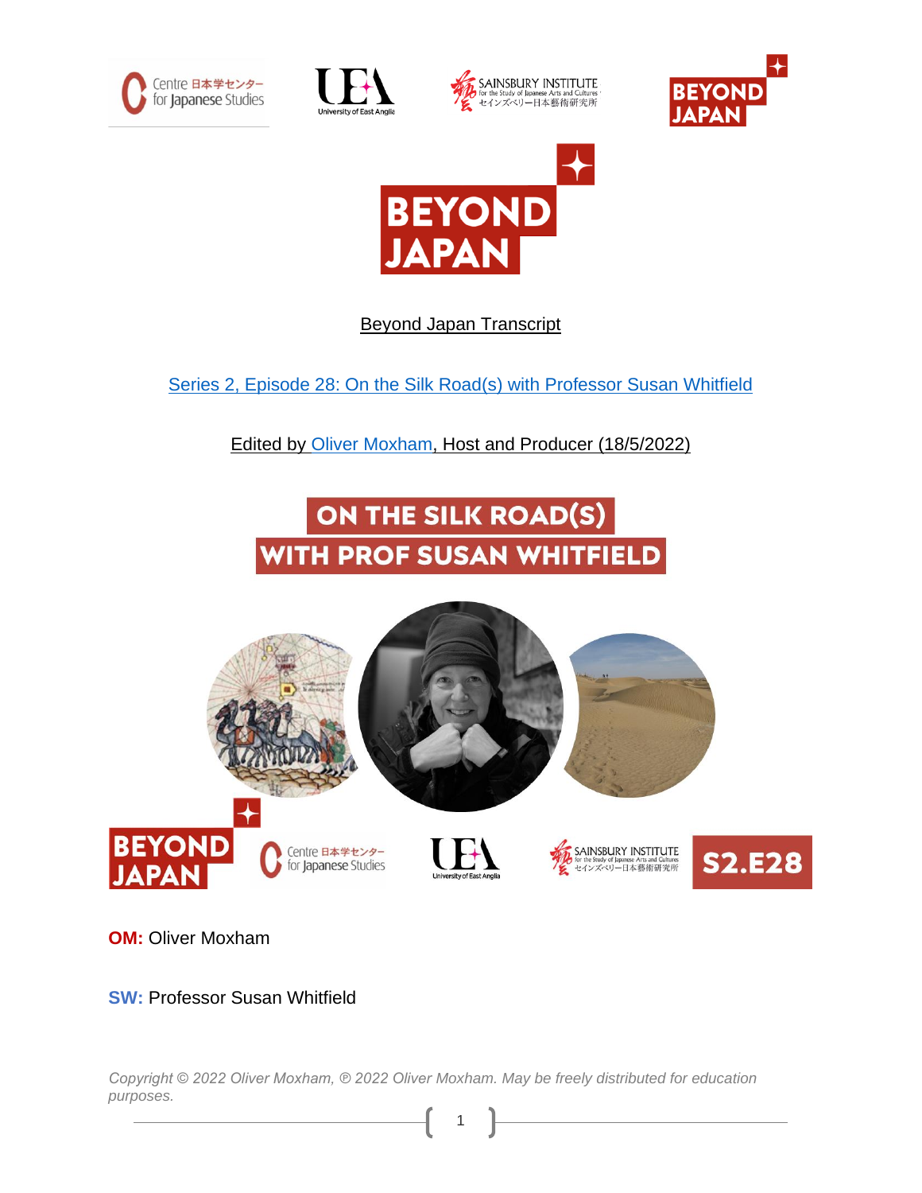Beyond Japan Transcript

Series 2, Episode 28: On the Silk Road(s) with Professor Susan Whitfield

Edited by Oliver Moxham, Host and Producer (18/5/2022)

**OM:** Oliver Moxham

**SW:** Professor Susan Whitfield

*Copyright © 2022 Oliver Moxham, ℗ 2022 Oliver Moxham. May be freely distributed for education purposes.*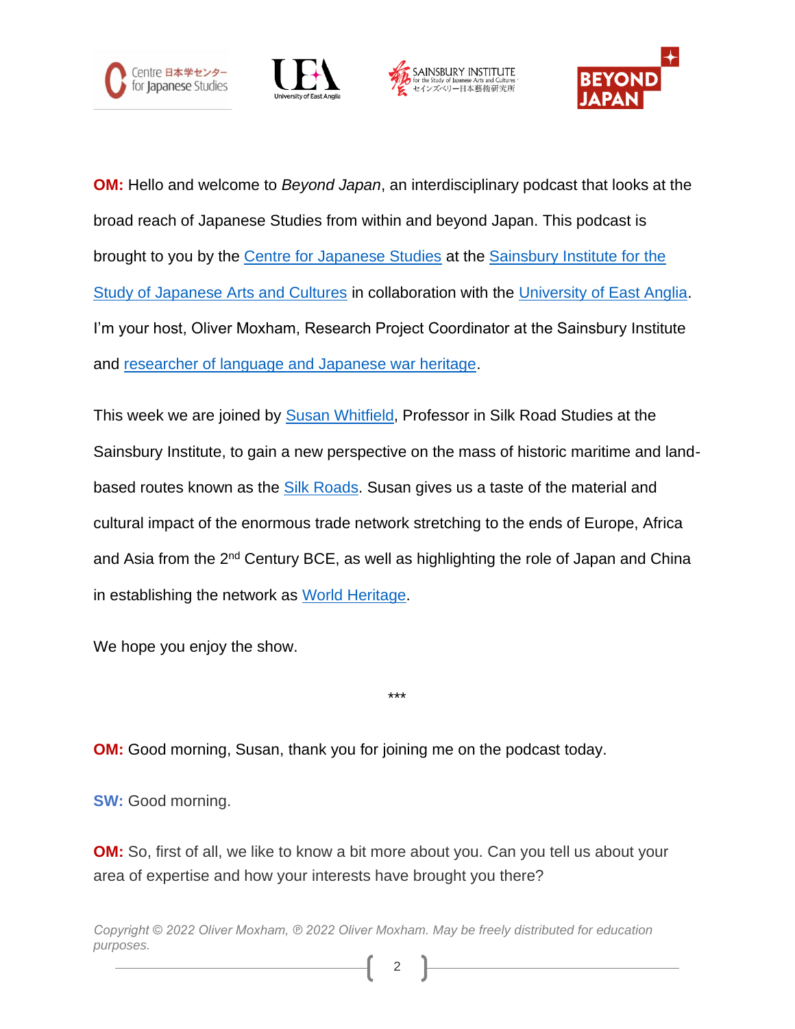**OM:** Hello and welcome to *Beyond Japan*, an interdisciplinary podcast that looks at the broad reach of Japanese Studies from within and beyond Japan. This podcast is brought to you by the Centre for Japanese Studies at the Sainsbury Institute for the Study of Japanese Arts and Cultures in collaboration with the University of East Anglia. I'm your host, Oliver Moxham, Research Project Coordinator at the Sainsbury Institute and researcher of language and Japanese war heritage.

This week we are joined by Susan Whitfield, Professor in Silk Road Studies at the Sainsbury Institute, to gain a new perspective on the mass of historic maritime and land-based routes known as the Silk Roads. Susan gives us a taste of the material and cultural impact of the enormous trade network stretching to the ends of Europe, Africa and Asia from the 2nd Century BCE, as well as highlighting the role of Japan and China in establishing the network as World Heritage.

We hope you enjoy the show.

***

**OM:** Good morning, Susan, thank you for joining me on the podcast today.

**SW:** Good morning.

**OM:** So, first of all, we like to know a bit more about you. Can you tell us about your area of expertise and how your interests have brought you there?

*Copyright © 2022 Oliver Moxham, ℗ 2022 Oliver Moxham. May be freely distributed for education purposes.*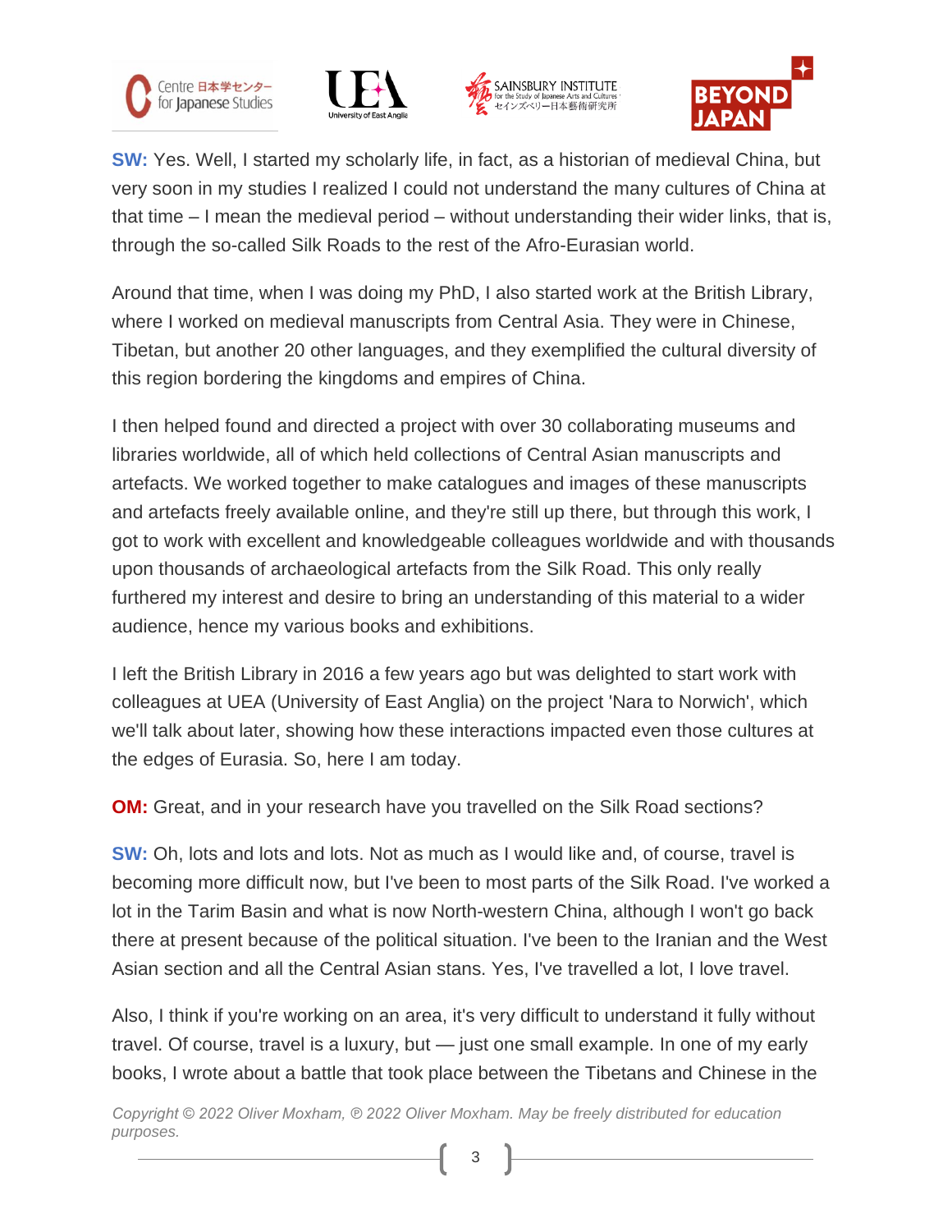**SW:** Yes. Well, I started my scholarly life, in fact, as a historian of medieval China, but very soon in my studies I realized I could not understand the many cultures of China at that time – I mean the medieval period – without understanding their wider links, that is, through the so-called Silk Roads to the rest of the Afro-Eurasian world.

Around that time, when I was doing my PhD, I also started work at the British Library, where I worked on medieval manuscripts from Central Asia. They were in Chinese, Tibetan, but another 20 other languages, and they exemplified the cultural diversity of this region bordering the kingdoms and empires of China.

I then helped found and directed a project with over 30 collaborating museums and libraries worldwide, all of which held collections of Central Asian manuscripts and artefacts. We worked together to make catalogues and images of these manuscripts and artefacts freely available online, and they're still up there, but through this work, I got to work with excellent and knowledgeable colleagues worldwide and with thousands upon thousands of archaeological artefacts from the Silk Road. This only really furthered my interest and desire to bring an understanding of this material to a wider audience, hence my various books and exhibitions.

I left the British Library in 2016 a few years ago but was delighted to start work with colleagues at UEA (University of East Anglia) on the project 'Nara to Norwich', which we'll talk about later, showing how these interactions impacted even those cultures at the edges of Eurasia. So, here I am today.

**OM:** Great, and in your research have you travelled on the Silk Road sections?

**SW:** Oh, lots and lots and lots. Not as much as I would like and, of course, travel is becoming more difficult now, but I've been to most parts of the Silk Road. I've worked a lot in the Tarim Basin and what is now North-western China, although I won't go back there at present because of the political situation. I've been to the Iranian and the West Asian section and all the Central Asian stans. Yes, I've travelled a lot, I love travel.

Also, I think if you're working on an area, it's very difficult to understand it fully without travel. Of course, travel is a luxury, but — just one small example. In one of my early books, I wrote about a battle that took place between the Tibetans and Chinese in the

*Copyright © 2022 Oliver Moxham, ℗ 2022 Oliver Moxham. May be freely distributed for education purposes.*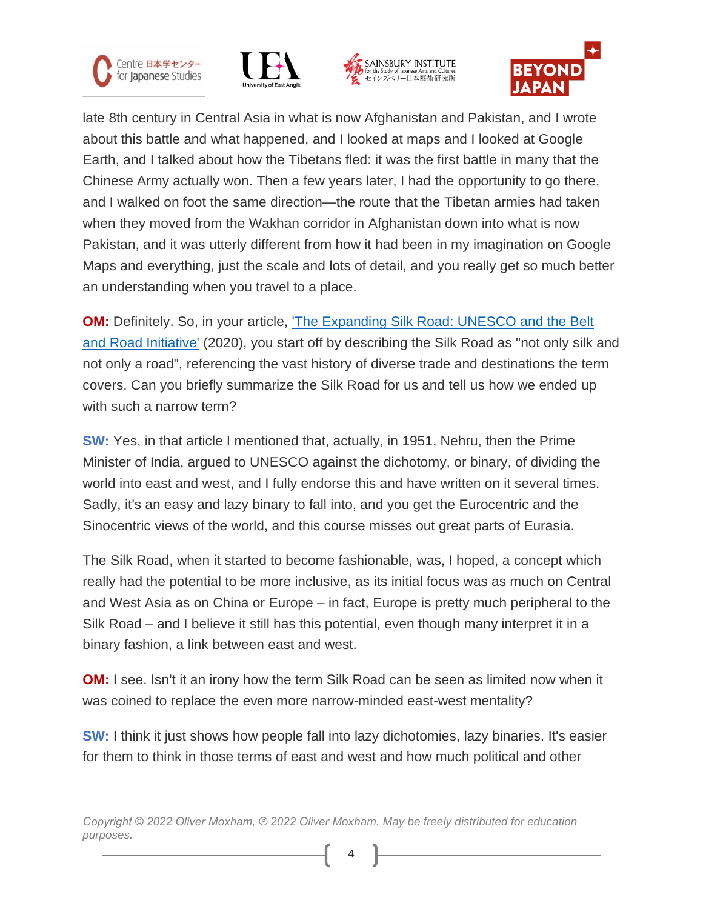late 8th century in Central Asia in what is now Afghanistan and Pakistan, and I wrote about this battle and what happened, and I looked at maps and I looked at Google Earth, and I talked about how the Tibetans fled: it was the first battle in many that the Chinese Army actually won. Then a few years later, I had the opportunity to go there, and I walked on foot the same direction—the route that the Tibetan armies had taken when they moved from the Wakhan corridor in Afghanistan down into what is now Pakistan, and it was utterly different from how it had been in my imagination on Google Maps and everything, just the scale and lots of detail, and you really get so much better an understanding when you travel to a place.

**OM:** Definitely. So, in your article, ['The Expanding Silk Road: UNESCO and the Belt and Road Initiative'](#) (2020), you start off by describing the Silk Road as "not only silk and not only a road", referencing the vast history of diverse trade and destinations the term covers. Can you briefly summarize the Silk Road for us and tell us how we ended up with such a narrow term?

**SW:** Yes, in that article I mentioned that, actually, in 1951, Nehru, then the Prime Minister of India, argued to UNESCO against the dichotomy, or binary, of dividing the world into east and west, and I fully endorse this and have written on it several times. Sadly, it's an easy and lazy binary to fall into, and you get the Eurocentric and the Sinocentric views of the world, and this course misses out great parts of Eurasia.

The Silk Road, when it started to become fashionable, was, I hoped, a concept which really had the potential to be more inclusive, as its initial focus was as much on Central and West Asia as on China or Europe – in fact, Europe is pretty much peripheral to the Silk Road – and I believe it still has this potential, even though many interpret it in a binary fashion, a link between east and west.

**OM:** I see. Isn't it an irony how the term Silk Road can be seen as limited now when it was coined to replace the even more narrow-minded east-west mentality?

**SW:** I think it just shows how people fall into lazy dichotomies, lazy binaries. It's easier for them to think in those terms of east and west and how much political and other

*Copyright © 2022 Oliver Moxham, ℗ 2022 Oliver Moxham. May be freely distributed for education purposes.*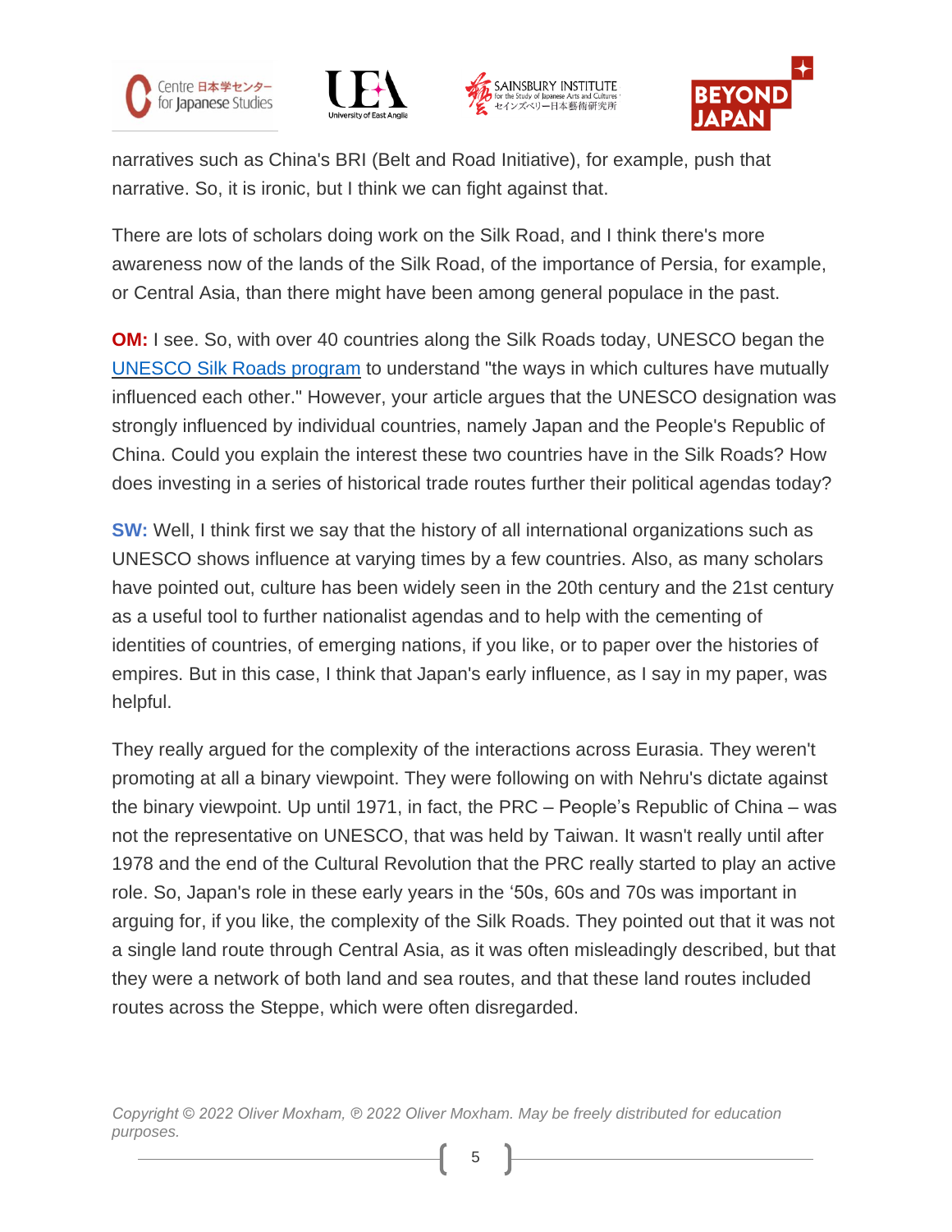narratives such as China's BRI (Belt and Road Initiative), for example, push that narrative. So, it is ironic, but I think we can fight against that.

There are lots of scholars doing work on the Silk Road, and I think there's more awareness now of the lands of the Silk Road, of the importance of Persia, for example, or Central Asia, than there might have been among general populace in the past.

**OM:** I see. So, with over 40 countries along the Silk Roads today, UNESCO began the UNESCO Silk Roads program to understand "the ways in which cultures have mutually influenced each other." However, your article argues that the UNESCO designation was strongly influenced by individual countries, namely Japan and the People's Republic of China. Could you explain the interest these two countries have in the Silk Roads? How does investing in a series of historical trade routes further their political agendas today?

**SW:** Well, I think first we say that the history of all international organizations such as UNESCO shows influence at varying times by a few countries. Also, as many scholars have pointed out, culture has been widely seen in the 20th century and the 21st century as a useful tool to further nationalist agendas and to help with the cementing of identities of countries, of emerging nations, if you like, or to paper over the histories of empires. But in this case, I think that Japan's early influence, as I say in my paper, was helpful.

They really argued for the complexity of the interactions across Eurasia. They weren't promoting at all a binary viewpoint. They were following on with Nehru's dictate against the binary viewpoint. Up until 1971, in fact, the PRC – People's Republic of China – was not the representative on UNESCO, that was held by Taiwan. It wasn't really until after 1978 and the end of the Cultural Revolution that the PRC really started to play an active role. So, Japan's role in these early years in the '50s, 60s and 70s was important in arguing for, if you like, the complexity of the Silk Roads. They pointed out that it was not a single land route through Central Asia, as it was often misleadingly described, but that they were a network of both land and sea routes, and that these land routes included routes across the Steppe, which were often disregarded.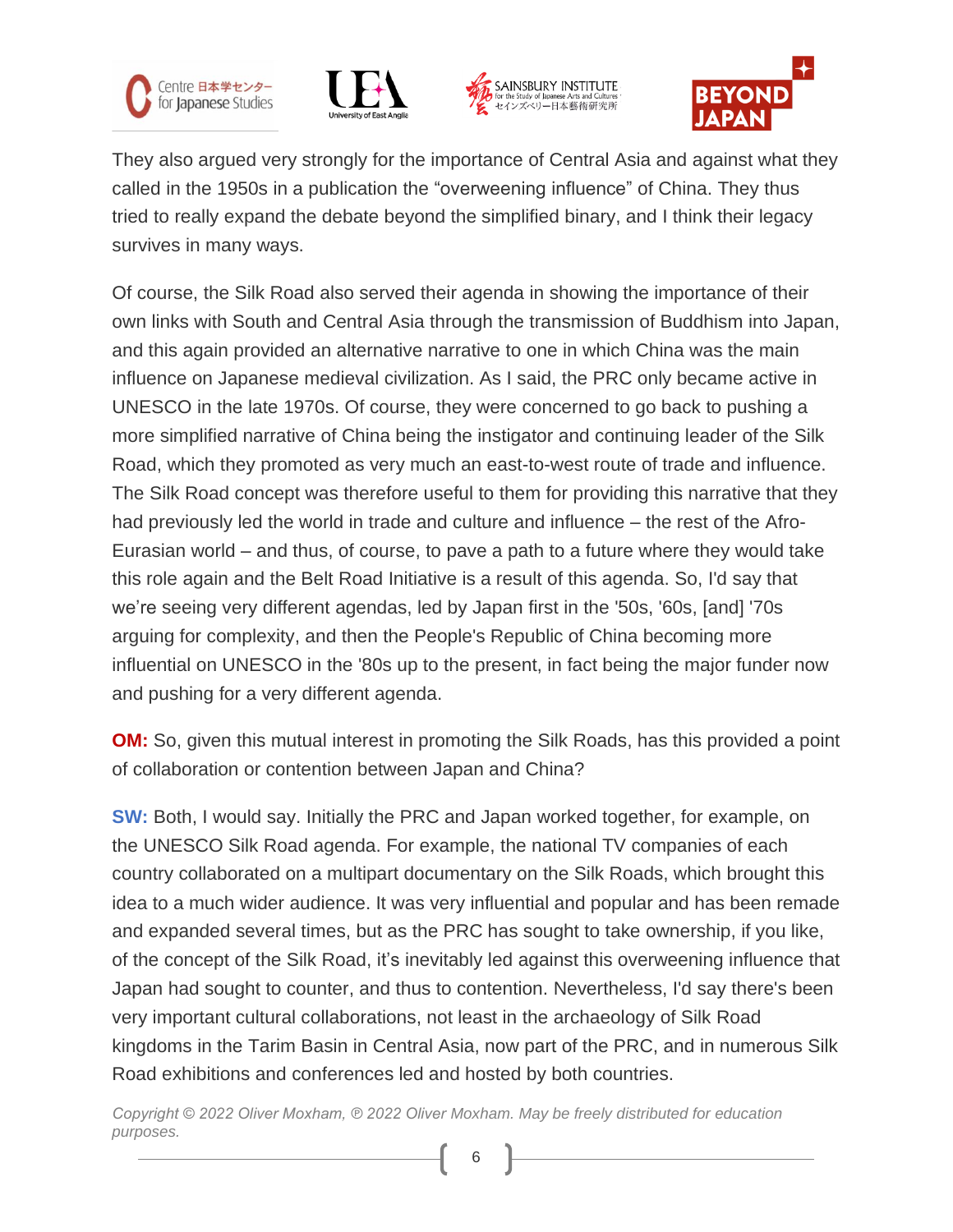They also argued very strongly for the importance of Central Asia and against what they called in the 1950s in a publication the "overweening influence" of China. They thus tried to really expand the debate beyond the simplified binary, and I think their legacy survives in many ways.

Of course, the Silk Road also served their agenda in showing the importance of their own links with South and Central Asia through the transmission of Buddhism into Japan, and this again provided an alternative narrative to one in which China was the main influence on Japanese medieval civilization. As I said, the PRC only became active in UNESCO in the late 1970s. Of course, they were concerned to go back to pushing a more simplified narrative of China being the instigator and continuing leader of the Silk Road, which they promoted as very much an east-to-west route of trade and influence. The Silk Road concept was therefore useful to them for providing this narrative that they had previously led the world in trade and culture and influence – the rest of the Afro-Eurasian world – and thus, of course, to pave a path to a future where they would take this role again and the Belt Road Initiative is a result of this agenda. So, I'd say that we're seeing very different agendas, led by Japan first in the '50s, '60s, [and] '70s arguing for complexity, and then the People's Republic of China becoming more influential on UNESCO in the '80s up to the present, in fact being the major funder now and pushing for a very different agenda.

**OM:** So, given this mutual interest in promoting the Silk Roads, has this provided a point of collaboration or contention between Japan and China?

**SW:** Both, I would say. Initially the PRC and Japan worked together, for example, on the UNESCO Silk Road agenda. For example, the national TV companies of each country collaborated on a multipart documentary on the Silk Roads, which brought this idea to a much wider audience. It was very influential and popular and has been remade and expanded several times, but as the PRC has sought to take ownership, if you like, of the concept of the Silk Road, it's inevitably led against this overweening influence that Japan had sought to counter, and thus to contention. Nevertheless, I'd say there's been very important cultural collaborations, not least in the archaeology of Silk Road kingdoms in the Tarim Basin in Central Asia, now part of the PRC, and in numerous Silk Road exhibitions and conferences led and hosted by both countries.

*Copyright © 2022 Oliver Moxham, ℗ 2022 Oliver Moxham. May be freely distributed for education purposes.*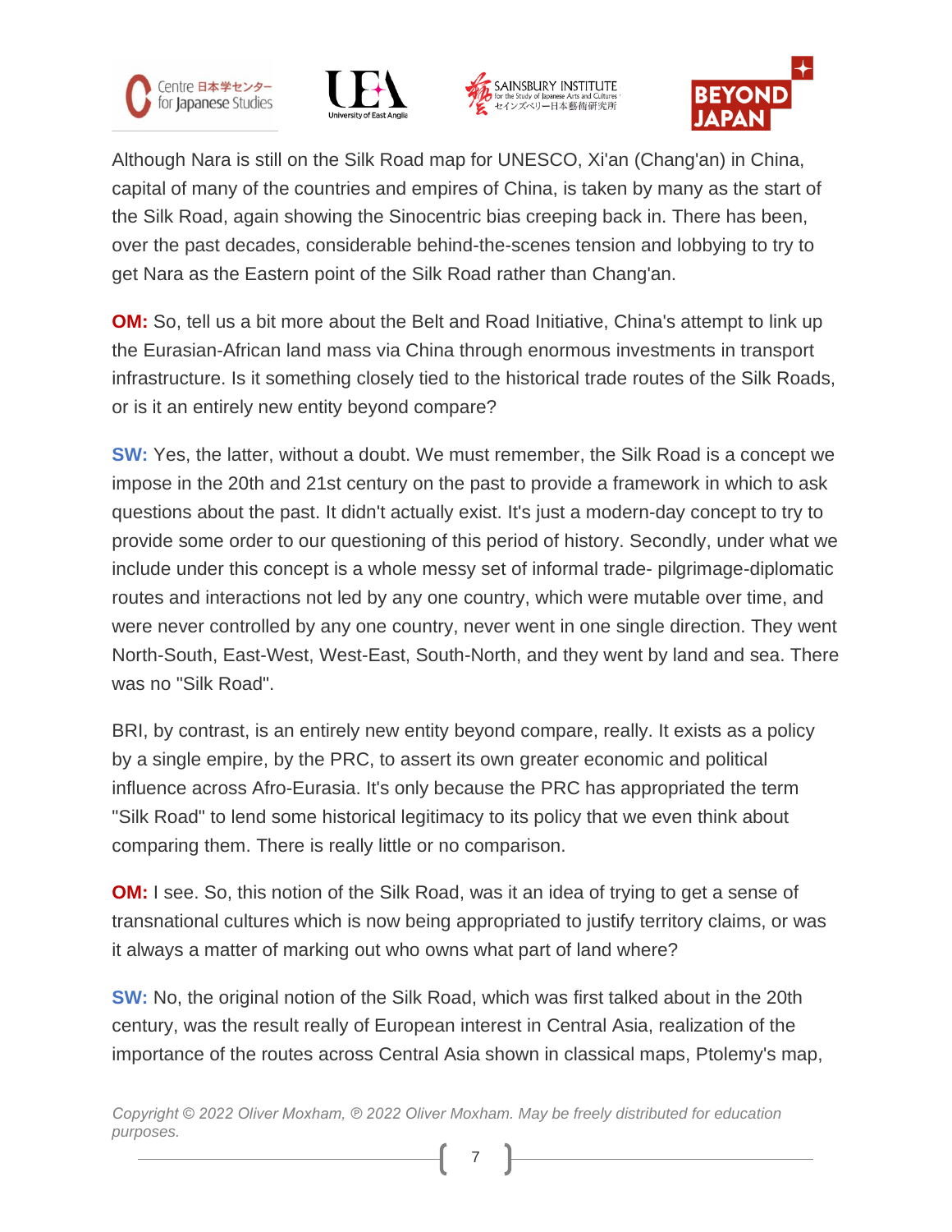Although Nara is still on the Silk Road map for UNESCO, Xi'an (Chang'an) in China, capital of many of the countries and empires of China, is taken by many as the start of the Silk Road, again showing the Sinocentric bias creeping back in. There has been, over the past decades, considerable behind-the-scenes tension and lobbying to try to get Nara as the Eastern point of the Silk Road rather than Chang'an.

**OM:** So, tell us a bit more about the Belt and Road Initiative, China's attempt to link up the Eurasian-African land mass via China through enormous investments in transport infrastructure. Is it something closely tied to the historical trade routes of the Silk Roads, or is it an entirely new entity beyond compare?

**SW:** Yes, the latter, without a doubt. We must remember, the Silk Road is a concept we impose in the 20th and 21st century on the past to provide a framework in which to ask questions about the past. It didn't actually exist. It's just a modern-day concept to try to provide some order to our questioning of this period of history. Secondly, under what we include under this concept is a whole messy set of informal trade- pilgrimage-diplomatic routes and interactions not led by any one country, which were mutable over time, and were never controlled by any one country, never went in one single direction. They went North-South, East-West, West-East, South-North, and they went by land and sea. There was no "Silk Road".

BRI, by contrast, is an entirely new entity beyond compare, really. It exists as a policy by a single empire, by the PRC, to assert its own greater economic and political influence across Afro-Eurasia. It's only because the PRC has appropriated the term "Silk Road" to lend some historical legitimacy to its policy that we even think about comparing them. There is really little or no comparison.

**OM:** I see. So, this notion of the Silk Road, was it an idea of trying to get a sense of transnational cultures which is now being appropriated to justify territory claims, or was it always a matter of marking out who owns what part of land where?

**SW:** No, the original notion of the Silk Road, which was first talked about in the 20th century, was the result really of European interest in Central Asia, realization of the importance of the routes across Central Asia shown in classical maps, Ptolemy's map,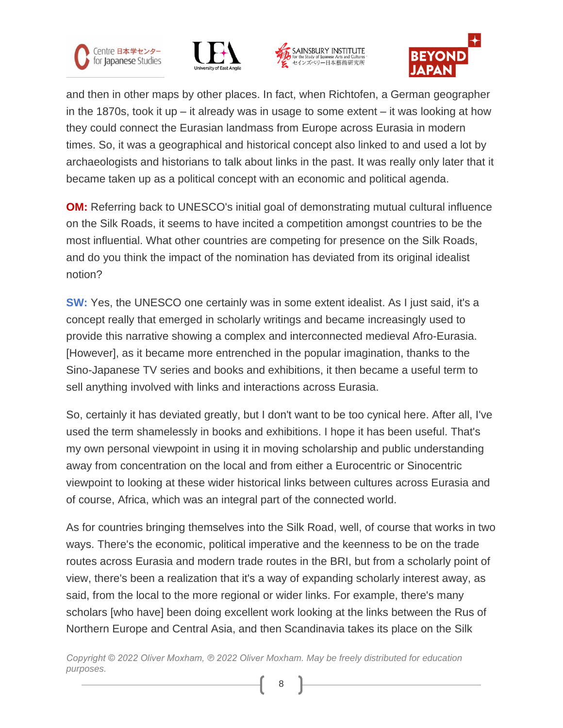and then in other maps by other places. In fact, when Richtofen, a German geographer in the 1870s, took it up – it already was in usage to some extent – it was looking at how they could connect the Eurasian landmass from Europe across Eurasia in modern times. So, it was a geographical and historical concept also linked to and used a lot by archaeologists and historians to talk about links in the past. It was really only later that it became taken up as a political concept with an economic and political agenda.

**OM:** Referring back to UNESCO's initial goal of demonstrating mutual cultural influence on the Silk Roads, it seems to have incited a competition amongst countries to be the most influential. What other countries are competing for presence on the Silk Roads, and do you think the impact of the nomination has deviated from its original idealist notion?

**SW:** Yes, the UNESCO one certainly was in some extent idealist. As I just said, it's a concept really that emerged in scholarly writings and became increasingly used to provide this narrative showing a complex and interconnected medieval Afro-Eurasia. [However], as it became more entrenched in the popular imagination, thanks to the Sino-Japanese TV series and books and exhibitions, it then became a useful term to sell anything involved with links and interactions across Eurasia.

So, certainly it has deviated greatly, but I don't want to be too cynical here. After all, I've used the term shamelessly in books and exhibitions. I hope it has been useful. That's my own personal viewpoint in using it in moving scholarship and public understanding away from concentration on the local and from either a Eurocentric or Sinocentric viewpoint to looking at these wider historical links between cultures across Eurasia and of course, Africa, which was an integral part of the connected world.

As for countries bringing themselves into the Silk Road, well, of course that works in two ways. There's the economic, political imperative and the keenness to be on the trade routes across Eurasia and modern trade routes in the BRI, but from a scholarly point of view, there's been a realization that it's a way of expanding scholarly interest away, as said, from the local to the more regional or wider links. For example, there's many scholars [who have] been doing excellent work looking at the links between the Rus of Northern Europe and Central Asia, and then Scandinavia takes its place on the Silk

*Copyright © 2022 Oliver Moxham, ℗ 2022 Oliver Moxham. May be freely distributed for education purposes.*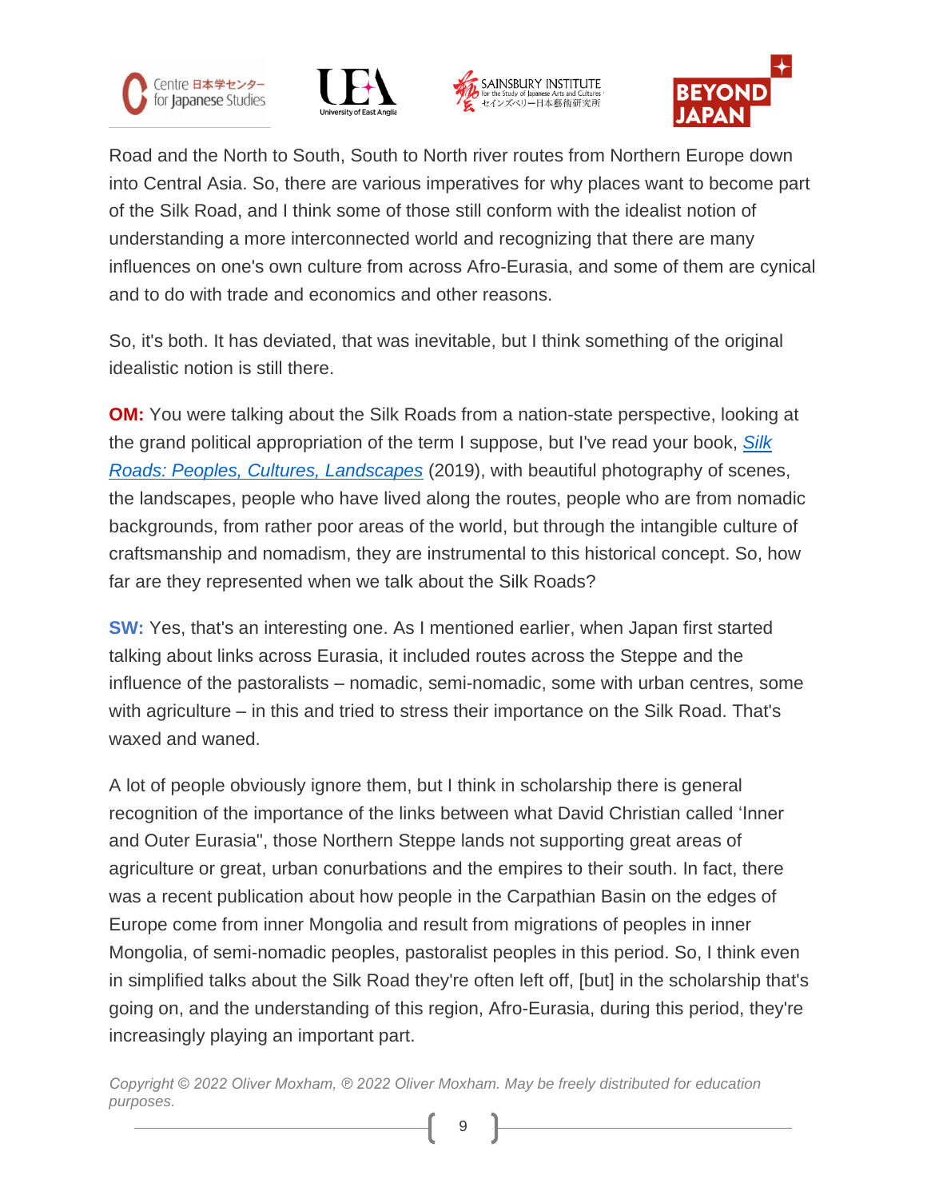Road and the North to South, South to North river routes from Northern Europe down into Central Asia. So, there are various imperatives for why places want to become part of the Silk Road, and I think some of those still conform with the idealist notion of understanding a more interconnected world and recognizing that there are many influences on one's own culture from across Afro-Eurasia, and some of them are cynical and to do with trade and economics and other reasons.

So, it's both. It has deviated, that was inevitable, but I think something of the original idealistic notion is still there.

**OM:** You were talking about the Silk Roads from a nation-state perspective, looking at the grand political appropriation of the term I suppose, but I've read your book, *Silk Roads: Peoples, Cultures, Landscapes* (2019), with beautiful photography of scenes, the landscapes, people who have lived along the routes, people who are from nomadic backgrounds, from rather poor areas of the world, but through the intangible culture of craftsmanship and nomadism, they are instrumental to this historical concept. So, how far are they represented when we talk about the Silk Roads?

**SW:** Yes, that's an interesting one. As I mentioned earlier, when Japan first started talking about links across Eurasia, it included routes across the Steppe and the influence of the pastoralists – nomadic, semi-nomadic, some with urban centres, some with agriculture – in this and tried to stress their importance on the Silk Road. That's waxed and waned.

A lot of people obviously ignore them, but I think in scholarship there is general recognition of the importance of the links between what David Christian called 'Inner and Outer Eurasia", those Northern Steppe lands not supporting great areas of agriculture or great, urban conurbations and the empires to their south. In fact, there was a recent publication about how people in the Carpathian Basin on the edges of Europe come from inner Mongolia and result from migrations of peoples in inner Mongolia, of semi-nomadic peoples, pastoralist peoples in this period. So, I think even in simplified talks about the Silk Road they're often left off, [but] in the scholarship that's going on, and the understanding of this region, Afro-Eurasia, during this period, they're increasingly playing an important part.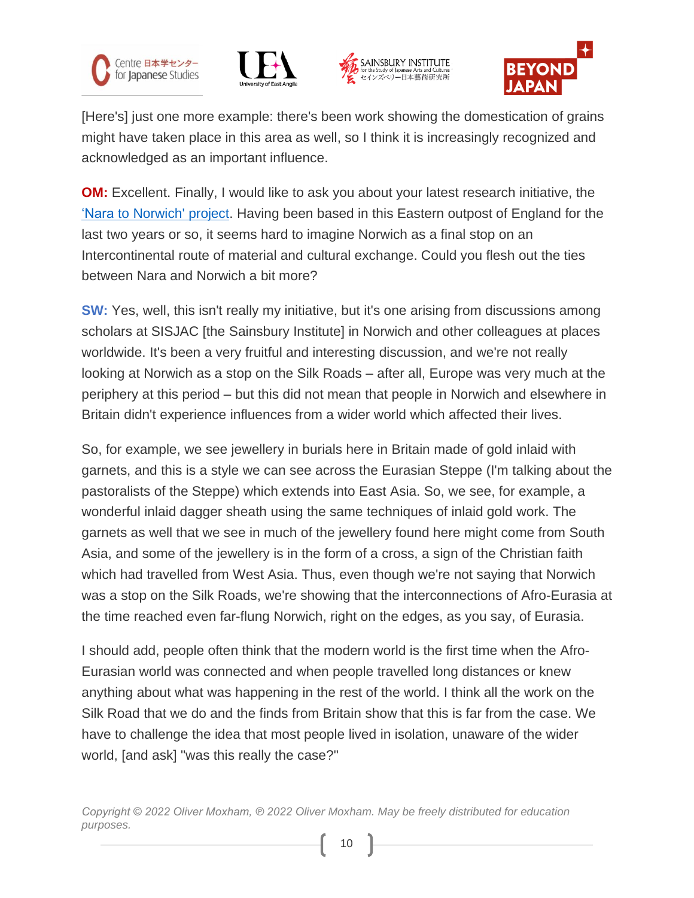[Here's] just one more example: there's been work showing the domestication of grains might have taken place in this area as well, so I think it is increasingly recognized and acknowledged as an important influence.

**OM:** Excellent. Finally, I would like to ask you about your latest research initiative, the 'Nara to Norwich' project. Having been based in this Eastern outpost of England for the last two years or so, it seems hard to imagine Norwich as a final stop on an Intercontinental route of material and cultural exchange. Could you flesh out the ties between Nara and Norwich a bit more?

**SW:** Yes, well, this isn't really my initiative, but it's one arising from discussions among scholars at SISJAC [the Sainsbury Institute] in Norwich and other colleagues at places worldwide. It's been a very fruitful and interesting discussion, and we're not really looking at Norwich as a stop on the Silk Roads – after all, Europe was very much at the periphery at this period – but this did not mean that people in Norwich and elsewhere in Britain didn't experience influences from a wider world which affected their lives.

So, for example, we see jewellery in burials here in Britain made of gold inlaid with garnets, and this is a style we can see across the Eurasian Steppe (I'm talking about the pastoralists of the Steppe) which extends into East Asia. So, we see, for example, a wonderful inlaid dagger sheath using the same techniques of inlaid gold work. The garnets as well that we see in much of the jewellery found here might come from South Asia, and some of the jewellery is in the form of a cross, a sign of the Christian faith which had travelled from West Asia. Thus, even though we're not saying that Norwich was a stop on the Silk Roads, we're showing that the interconnections of Afro-Eurasia at the time reached even far-flung Norwich, right on the edges, as you say, of Eurasia.

I should add, people often think that the modern world is the first time when the Afro-Eurasian world was connected and when people travelled long distances or knew anything about what was happening in the rest of the world. I think all the work on the Silk Road that we do and the finds from Britain show that this is far from the case. We have to challenge the idea that most people lived in isolation, unaware of the wider world, [and ask] "was this really the case?"

*Copyright © 2022 Oliver Moxham, ℗ 2022 Oliver Moxham. May be freely distributed for education purposes.*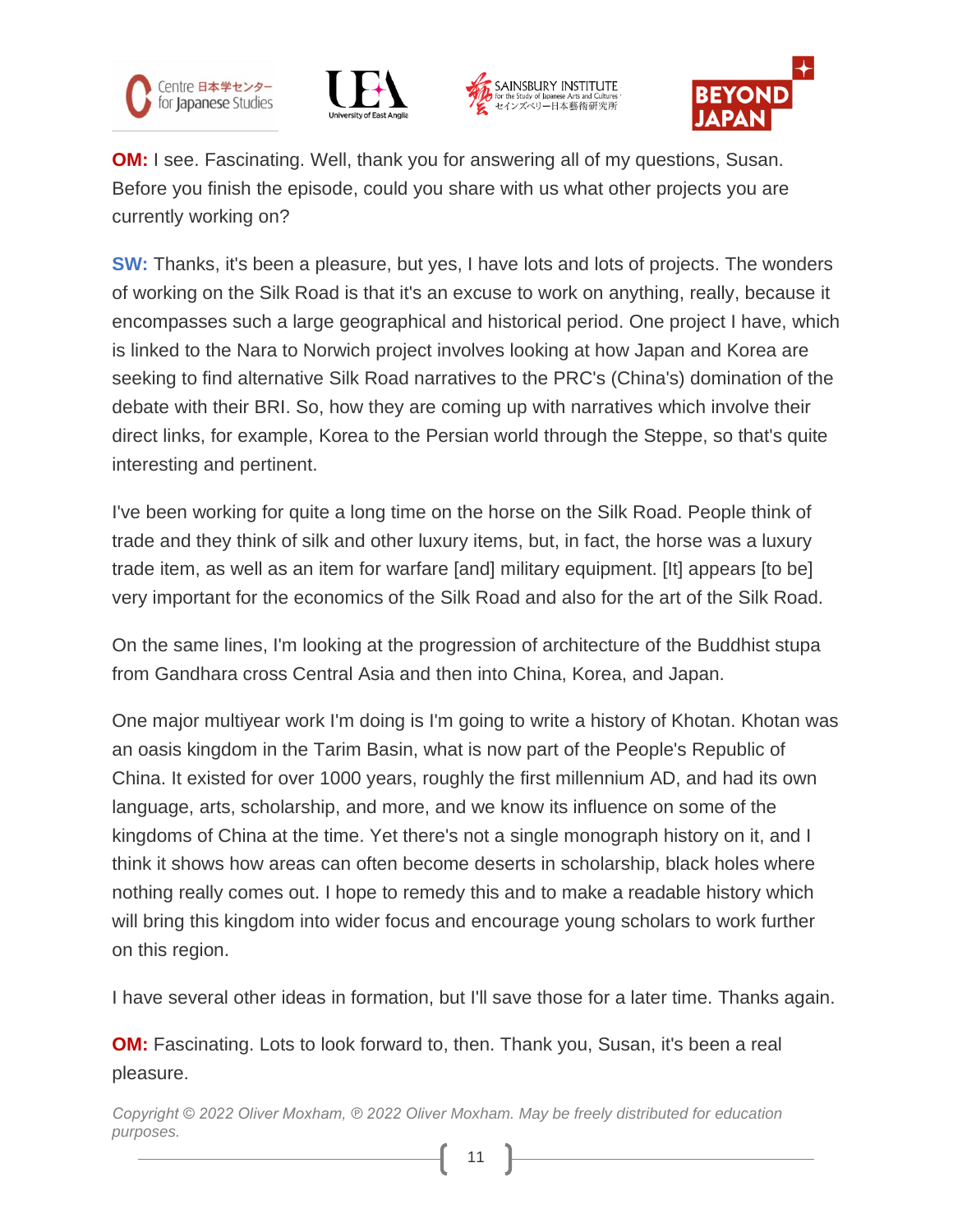**OM:** I see. Fascinating. Well, thank you for answering all of my questions, Susan. Before you finish the episode, could you share with us what other projects you are currently working on?

**SW:** Thanks, it's been a pleasure, but yes, I have lots and lots of projects. The wonders of working on the Silk Road is that it's an excuse to work on anything, really, because it encompasses such a large geographical and historical period. One project I have, which is linked to the Nara to Norwich project involves looking at how Japan and Korea are seeking to find alternative Silk Road narratives to the PRC's (China's) domination of the debate with their BRI. So, how they are coming up with narratives which involve their direct links, for example, Korea to the Persian world through the Steppe, so that's quite interesting and pertinent.

I've been working for quite a long time on the horse on the Silk Road. People think of trade and they think of silk and other luxury items, but, in fact, the horse was a luxury trade item, as well as an item for warfare [and] military equipment. [It] appears [to be] very important for the economics of the Silk Road and also for the art of the Silk Road.

On the same lines, I'm looking at the progression of architecture of the Buddhist stupa from Gandhara cross Central Asia and then into China, Korea, and Japan.

One major multiyear work I'm doing is I'm going to write a history of Khotan. Khotan was an oasis kingdom in the Tarim Basin, what is now part of the People's Republic of China. It existed for over 1000 years, roughly the first millennium AD, and had its own language, arts, scholarship, and more, and we know its influence on some of the kingdoms of China at the time. Yet there's not a single monograph history on it, and I think it shows how areas can often become deserts in scholarship, black holes where nothing really comes out. I hope to remedy this and to make a readable history which will bring this kingdom into wider focus and encourage young scholars to work further on this region.

I have several other ideas in formation, but I'll save those for a later time. Thanks again.

**OM:** Fascinating. Lots to look forward to, then. Thank you, Susan, it's been a real pleasure.

*Copyright © 2022 Oliver Moxham, ℗ 2022 Oliver Moxham. May be freely distributed for education purposes.*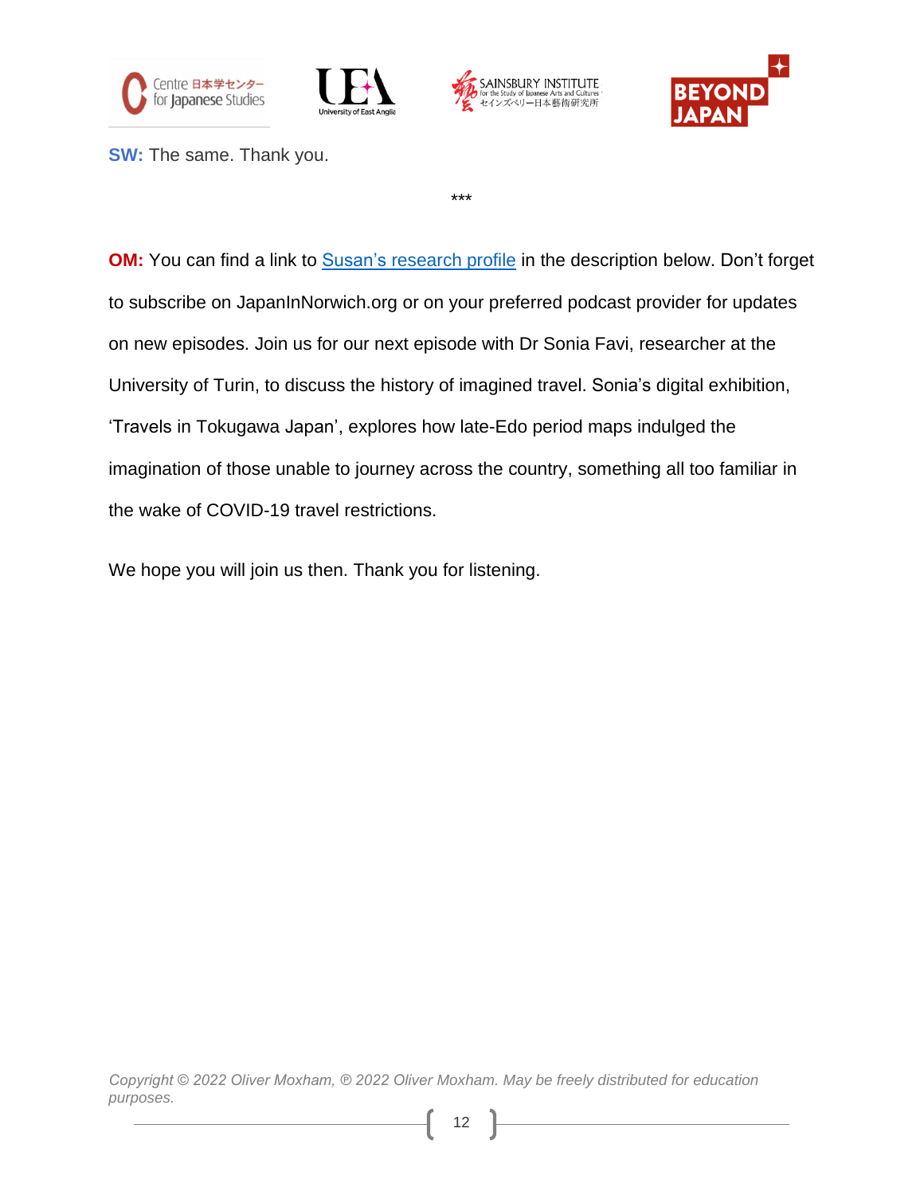**SW:** The same. Thank you.

***

**OM:** You can find a link to [Susan's research profile]() in the description below. Don't forget to subscribe on JapanInNorwich.org or on your preferred podcast provider for updates on new episodes. Join us for our next episode with Dr Sonia Favi, researcher at the University of Turin, to discuss the history of imagined travel. Sonia's digital exhibition, 'Travels in Tokugawa Japan', explores how late-Edo period maps indulged the imagination of those unable to journey across the country, something all too familiar in the wake of COVID-19 travel restrictions.

We hope you will join us then. Thank you for listening.

*Copyright © 2022 Oliver Moxham, ℗ 2022 Oliver Moxham. May be freely distributed for education purposes.*